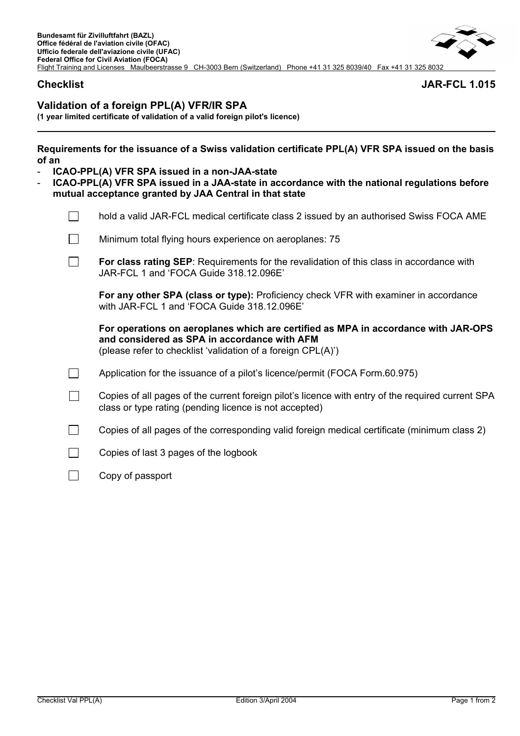**Bundesamt für Zivilluftfahrt (BAZL)**
**Office fédéral de l'aviation civile (OFAC)**
**Ufficio federale dell'aviazione civile (UFAC)**
**Federal Office for Civil Aviation (FOCA)**
Flight Training and Licenses Maulbeerstrasse 9 CH-3003 Bern (Switzerland) Phone +41 31 325 8039/40 Fax +41 31 325 8032

**Checklist** **JAR-FCL 1.015**

## Validation of a foreign PPL(A) VFR/IR SPA

**(1 year limited certificate of validation of a valid foreign pilot's licence)**

---

**Requirements for the issuance of a Swiss validation certificate PPL(A) VFR SPA issued on the basis of an**

- **ICAO-PPL(A) VFR SPA issued in a non-JAA-state**
- **ICAO-PPL(A) VFR SPA issued in a JAA-state in accordance with the national regulations before mutual acceptance granted by JAA Central in that state**

- [ ] hold a valid JAR-FCL medical certificate class 2 issued by an authorised Swiss FOCA AME
- [ ] Minimum total flying hours experience on aeroplanes: 75
- [ ] **For class rating SEP**: Requirements for the revalidation of this class in accordance with JAR-FCL 1 and 'FOCA Guide 318.12.096E'

  **For any other SPA (class or type):** Proficiency check VFR with examiner in accordance with JAR-FCL 1 and 'FOCA Guide 318.12.096E'

  **For operations on aeroplanes which are certified as MPA in accordance with JAR-OPS and considered as SPA in accordance with AFM**
  (please refer to checklist 'validation of a foreign CPL(A)')
- [ ] Application for the issuance of a pilot's licence/permit (FOCA Form.60.975)
- [ ] Copies of all pages of the current foreign pilot's licence with entry of the required current SPA class or type rating (pending licence is not accepted)
- [ ] Copies of all pages of the corresponding valid foreign medical certificate (minimum class 2)
- [ ] Copies of last 3 pages of the logbook
- [ ] Copy of passport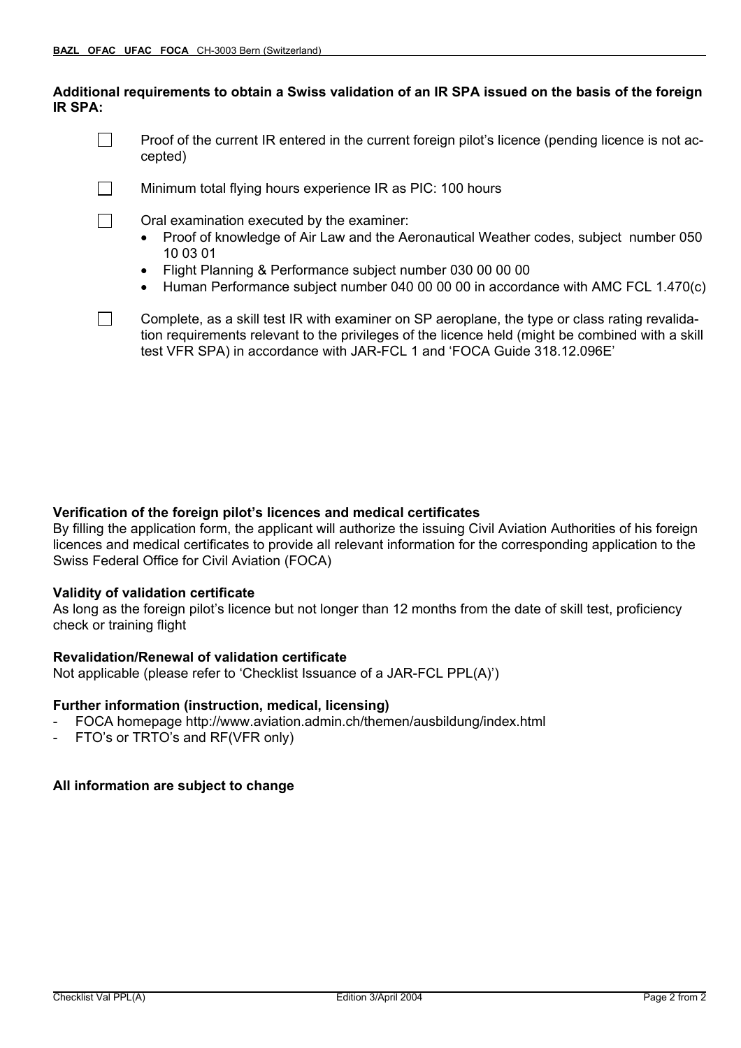**Additional requirements to obtain a Swiss validation of an IR SPA issued on the basis of the foreign IR SPA:**

- ☐ Proof of the current IR entered in the current foreign pilot's licence (pending licence is not accepted)
- ☐ Minimum total flying hours experience IR as PIC: 100 hours
- ☐ Oral examination executed by the examiner:
  - Proof of knowledge of Air Law and the Aeronautical Weather codes, subject number 050 10 03 01
  - Flight Planning & Performance subject number 030 00 00 00
  - Human Performance subject number 040 00 00 00 in accordance with AMC FCL 1.470(c)
- ☐ Complete, as a skill test IR with examiner on SP aeroplane, the type or class rating revalidation requirements relevant to the privileges of the licence held (might be combined with a skill test VFR SPA) in accordance with JAR-FCL 1 and 'FOCA Guide 318.12.096E'

**Verification of the foreign pilot's licences and medical certificates**

By filling the application form, the applicant will authorize the issuing Civil Aviation Authorities of his foreign licences and medical certificates to provide all relevant information for the corresponding application to the Swiss Federal Office for Civil Aviation (FOCA)

**Validity of validation certificate**

As long as the foreign pilot's licence but not longer than 12 months from the date of skill test, proficiency check or training flight

**Revalidation/Renewal of validation certificate**

Not applicable (please refer to 'Checklist Issuance of a JAR-FCL PPL(A)')

**Further information (instruction, medical, licensing)**

- FOCA homepage http://www.aviation.admin.ch/themen/ausbildung/index.html
- FTO's or TRTO's and RF(VFR only)

**All information are subject to change**